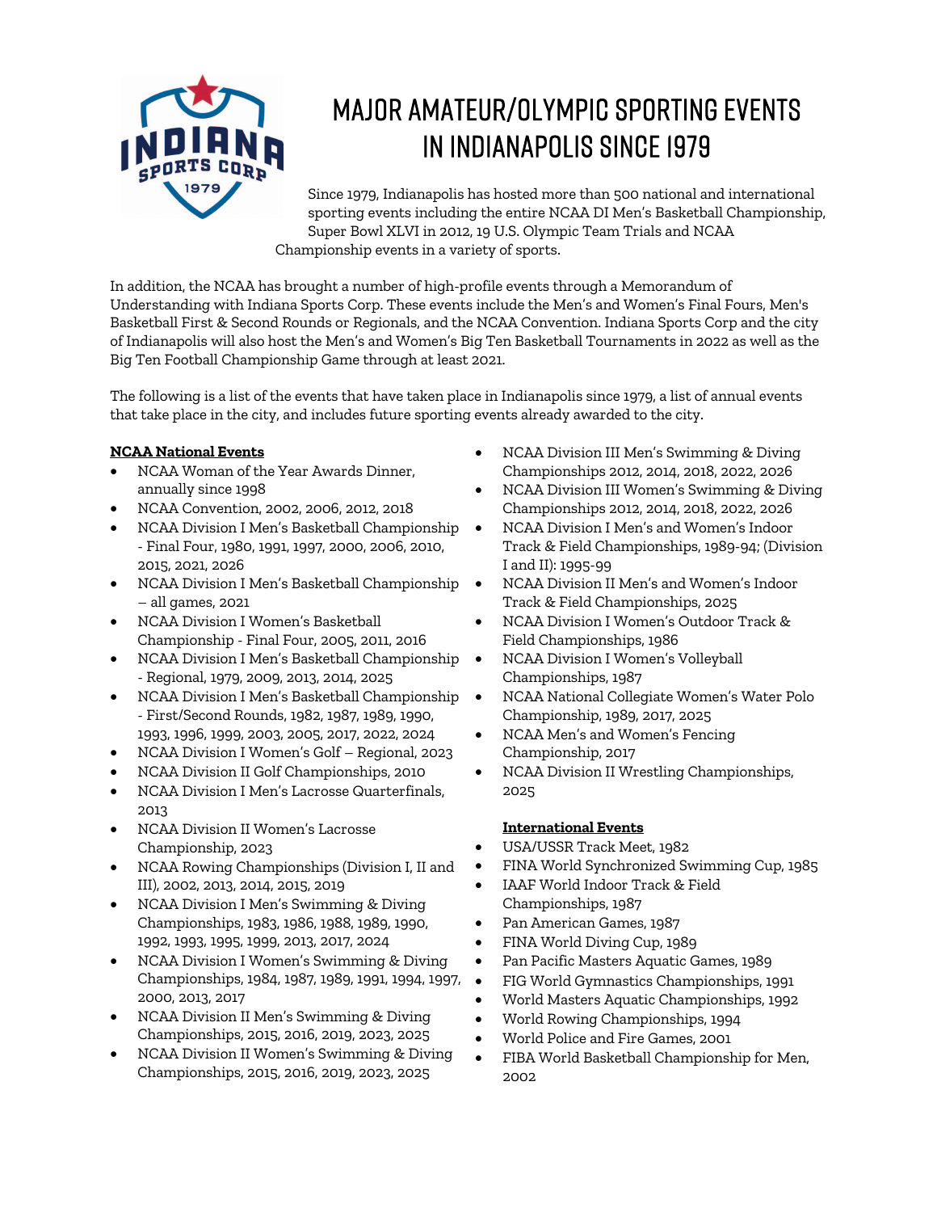# MAJOR AMATEUR/OLYMPIC SPORTING EVENTS IN INDIANAPOLIS SINCE 1979

Since 1979, Indianapolis has hosted more than 500 national and international sporting events including the entire NCAA DI Men's Basketball Championship, Super Bowl XLVI in 2012, 19 U.S. Olympic Team Trials and NCAA Championship events in a variety of sports.

In addition, the NCAA has brought a number of high-profile events through a Memorandum of Understanding with Indiana Sports Corp. These events include the Men's and Women's Final Fours, Men's Basketball First & Second Rounds or Regionals, and the NCAA Convention. Indiana Sports Corp and the city of Indianapolis will also host the Men's and Women's Big Ten Basketball Tournaments in 2022 as well as the Big Ten Football Championship Game through at least 2021.

The following is a list of the events that have taken place in Indianapolis since 1979, a list of annual events that take place in the city, and includes future sporting events already awarded to the city.

**NCAA National Events**

- NCAA Woman of the Year Awards Dinner, annually since 1998
- NCAA Convention, 2002, 2006, 2012, 2018
- NCAA Division I Men's Basketball Championship - Final Four, 1980, 1991, 1997, 2000, 2006, 2010, 2015, 2021, 2026
- NCAA Division I Men's Basketball Championship – all games, 2021
- NCAA Division I Women's Basketball Championship - Final Four, 2005, 2011, 2016
- NCAA Division I Men's Basketball Championship - Regional, 1979, 2009, 2013, 2014, 2025
- NCAA Division I Men's Basketball Championship - First/Second Rounds, 1982, 1987, 1989, 1990, 1993, 1996, 1999, 2003, 2005, 2017, 2022, 2024
- NCAA Division I Women's Golf – Regional, 2023
- NCAA Division II Golf Championships, 2010
- NCAA Division I Men's Lacrosse Quarterfinals, 2013
- NCAA Division II Women's Lacrosse Championship, 2023
- NCAA Rowing Championships (Division I, II and III), 2002, 2013, 2014, 2015, 2019
- NCAA Division I Men's Swimming & Diving Championships, 1983, 1986, 1988, 1989, 1990, 1992, 1993, 1995, 1999, 2013, 2017, 2024
- NCAA Division I Women's Swimming & Diving Championships, 1984, 1987, 1989, 1991, 1994, 1997, 2000, 2013, 2017
- NCAA Division II Men's Swimming & Diving Championships, 2015, 2016, 2019, 2023, 2025
- NCAA Division II Women's Swimming & Diving Championships, 2015, 2016, 2019, 2023, 2025
- NCAA Division III Men's Swimming & Diving Championships 2012, 2014, 2018, 2022, 2026
- NCAA Division III Women's Swimming & Diving Championships 2012, 2014, 2018, 2022, 2026
- NCAA Division I Men's and Women's Indoor Track & Field Championships, 1989-94; (Division I and II): 1995-99
- NCAA Division II Men's and Women's Indoor Track & Field Championships, 2025
- NCAA Division I Women's Outdoor Track & Field Championships, 1986
- NCAA Division I Women's Volleyball Championships, 1987
- NCAA National Collegiate Women's Water Polo Championship, 1989, 2017, 2025
- NCAA Men's and Women's Fencing Championship, 2017
- NCAA Division II Wrestling Championships, 2025

**International Events**

- USA/USSR Track Meet, 1982
- FINA World Synchronized Swimming Cup, 1985
- IAAF World Indoor Track & Field Championships, 1987
- Pan American Games, 1987
- FINA World Diving Cup, 1989
- Pan Pacific Masters Aquatic Games, 1989
- FIG World Gymnastics Championships, 1991
- World Masters Aquatic Championships, 1992
- World Rowing Championships, 1994
- World Police and Fire Games, 2001
- FIBA World Basketball Championship for Men, 2002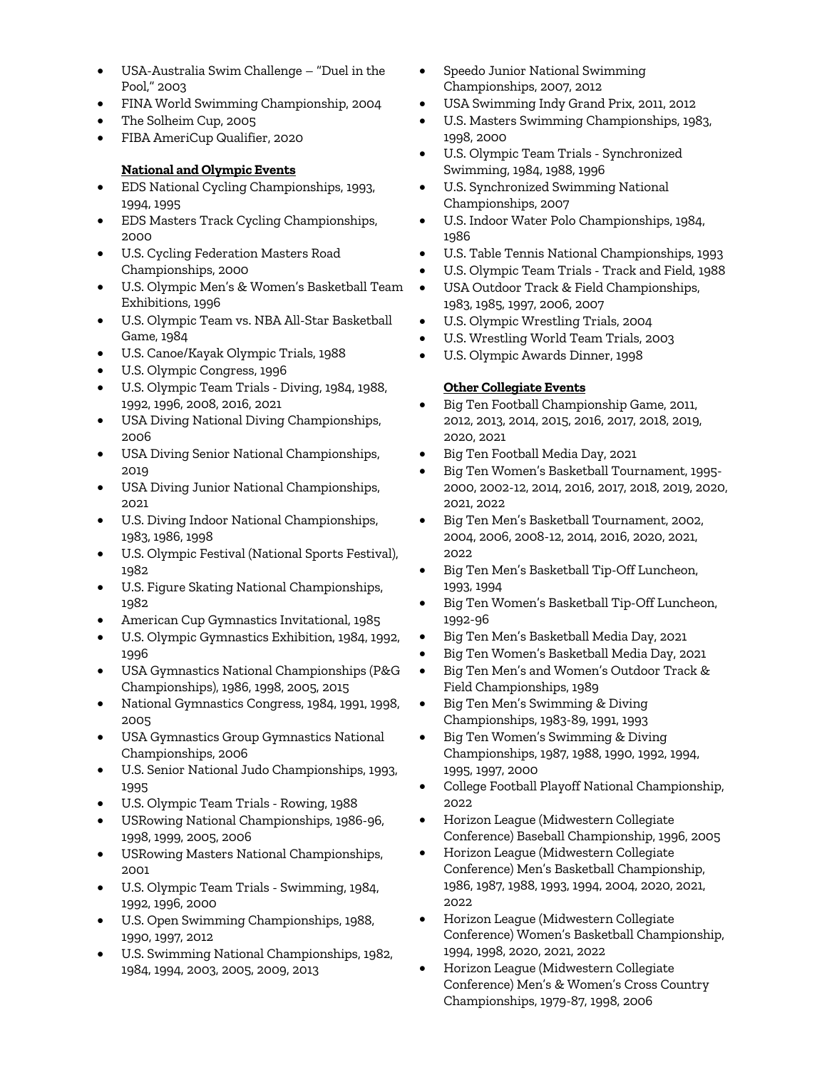- USA-Australia Swim Challenge – "Duel in the Pool," 2003
- FINA World Swimming Championship, 2004
- The Solheim Cup, 2005
- FIBA AmeriCup Qualifier, 2020

**National and Olympic Events**

- EDS National Cycling Championships, 1993, 1994, 1995
- EDS Masters Track Cycling Championships, 2000
- U.S. Cycling Federation Masters Road Championships, 2000
- U.S. Olympic Men's & Women's Basketball Team Exhibitions, 1996
- U.S. Olympic Team vs. NBA All-Star Basketball Game, 1984
- U.S. Canoe/Kayak Olympic Trials, 1988
- U.S. Olympic Congress, 1996
- U.S. Olympic Team Trials - Diving, 1984, 1988, 1992, 1996, 2008, 2016, 2021
- USA Diving National Diving Championships, 2006
- USA Diving Senior National Championships, 2019
- USA Diving Junior National Championships, 2021
- U.S. Diving Indoor National Championships, 1983, 1986, 1998
- U.S. Olympic Festival (National Sports Festival), 1982
- U.S. Figure Skating National Championships, 1982
- American Cup Gymnastics Invitational, 1985
- U.S. Olympic Gymnastics Exhibition, 1984, 1992, 1996
- USA Gymnastics National Championships (P&G Championships), 1986, 1998, 2005, 2015
- National Gymnastics Congress, 1984, 1991, 1998, 2005
- USA Gymnastics Group Gymnastics National Championships, 2006
- U.S. Senior National Judo Championships, 1993, 1995
- U.S. Olympic Team Trials - Rowing, 1988
- USRowing National Championships, 1986-96, 1998, 1999, 2005, 2006
- USRowing Masters National Championships, 2001
- U.S. Olympic Team Trials - Swimming, 1984, 1992, 1996, 2000
- U.S. Open Swimming Championships, 1988, 1990, 1997, 2012
- U.S. Swimming National Championships, 1982, 1984, 1994, 2003, 2005, 2009, 2013
- Speedo Junior National Swimming Championships, 2007, 2012
- USA Swimming Indy Grand Prix, 2011, 2012
- U.S. Masters Swimming Championships, 1983, 1998, 2000
- U.S. Olympic Team Trials - Synchronized Swimming, 1984, 1988, 1996
- U.S. Synchronized Swimming National Championships, 2007
- U.S. Indoor Water Polo Championships, 1984, 1986
- U.S. Table Tennis National Championships, 1993
- U.S. Olympic Team Trials - Track and Field, 1988
- USA Outdoor Track & Field Championships, 1983, 1985, 1997, 2006, 2007
- U.S. Olympic Wrestling Trials, 2004
- U.S. Wrestling World Team Trials, 2003
- U.S. Olympic Awards Dinner, 1998

**Other Collegiate Events**

- Big Ten Football Championship Game, 2011, 2012, 2013, 2014, 2015, 2016, 2017, 2018, 2019, 2020, 2021
- Big Ten Football Media Day, 2021
- Big Ten Women's Basketball Tournament, 1995-2000, 2002-12, 2014, 2016, 2017, 2018, 2019, 2020, 2021, 2022
- Big Ten Men's Basketball Tournament, 2002, 2004, 2006, 2008-12, 2014, 2016, 2020, 2021, 2022
- Big Ten Men's Basketball Tip-Off Luncheon, 1993, 1994
- Big Ten Women's Basketball Tip-Off Luncheon, 1992-96
- Big Ten Men's Basketball Media Day, 2021
- Big Ten Women's Basketball Media Day, 2021
- Big Ten Men's and Women's Outdoor Track & Field Championships, 1989
- Big Ten Men's Swimming & Diving Championships, 1983-89, 1991, 1993
- Big Ten Women's Swimming & Diving Championships, 1987, 1988, 1990, 1992, 1994, 1995, 1997, 2000
- College Football Playoff National Championship, 2022
- Horizon League (Midwestern Collegiate Conference) Baseball Championship, 1996, 2005
- Horizon League (Midwestern Collegiate Conference) Men's Basketball Championship, 1986, 1987, 1988, 1993, 1994, 2004, 2020, 2021, 2022
- Horizon League (Midwestern Collegiate Conference) Women's Basketball Championship, 1994, 1998, 2020, 2021, 2022
- Horizon League (Midwestern Collegiate Conference) Men's & Women's Cross Country Championships, 1979-87, 1998, 2006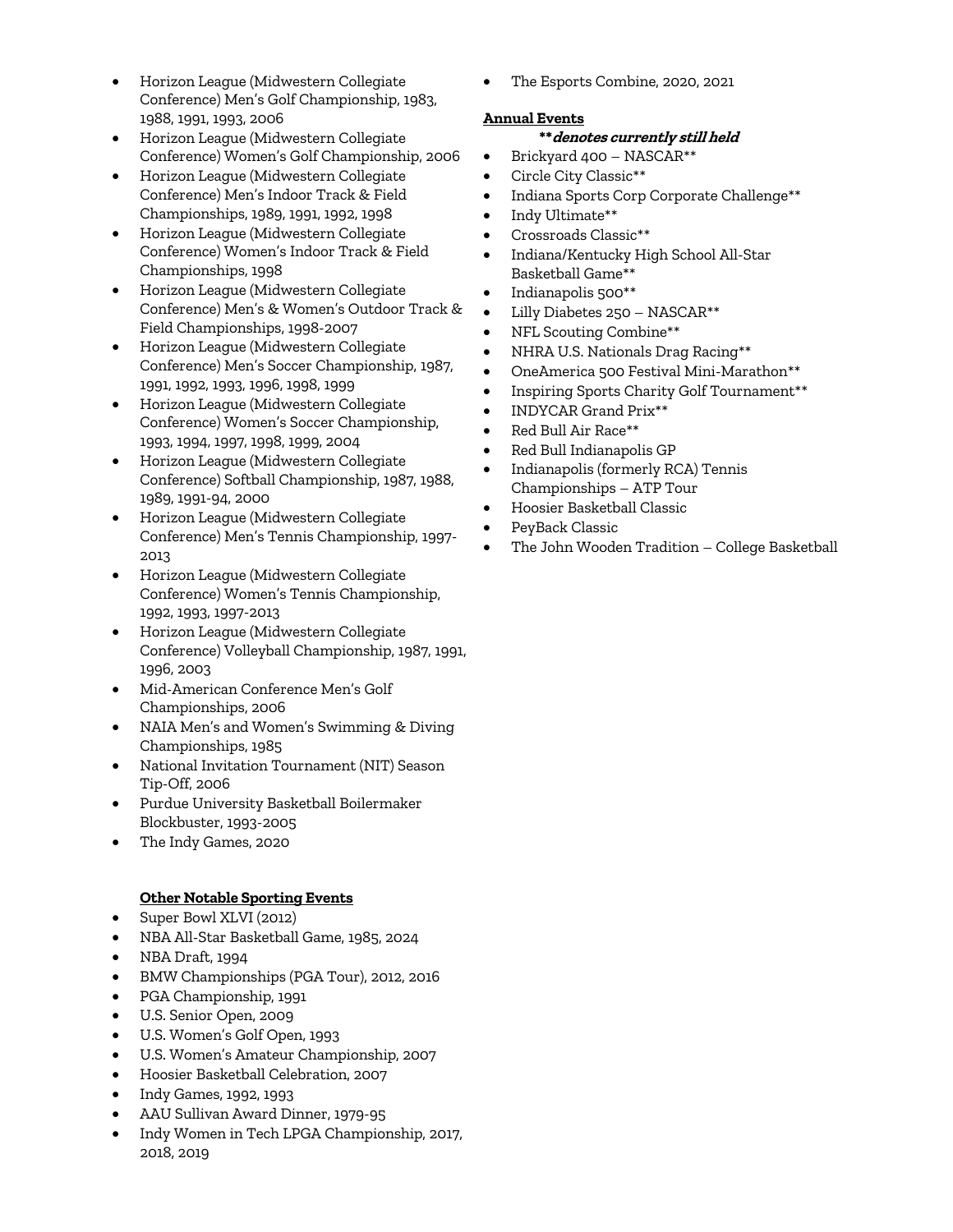- Horizon League (Midwestern Collegiate Conference) Men's Golf Championship, 1983, 1988, 1991, 1993, 2006
- Horizon League (Midwestern Collegiate Conference) Women's Golf Championship, 2006
- Horizon League (Midwestern Collegiate Conference) Men's Indoor Track & Field Championships, 1989, 1991, 1992, 1998
- Horizon League (Midwestern Collegiate Conference) Women's Indoor Track & Field Championships, 1998
- Horizon League (Midwestern Collegiate Conference) Men's & Women's Outdoor Track & Field Championships, 1998-2007
- Horizon League (Midwestern Collegiate Conference) Men's Soccer Championship, 1987, 1991, 1992, 1993, 1996, 1998, 1999
- Horizon League (Midwestern Collegiate Conference) Women's Soccer Championship, 1993, 1994, 1997, 1998, 1999, 2004
- Horizon League (Midwestern Collegiate Conference) Softball Championship, 1987, 1988, 1989, 1991-94, 2000
- Horizon League (Midwestern Collegiate Conference) Men's Tennis Championship, 1997-2013
- Horizon League (Midwestern Collegiate Conference) Women's Tennis Championship, 1992, 1993, 1997-2013
- Horizon League (Midwestern Collegiate Conference) Volleyball Championship, 1987, 1991, 1996, 2003
- Mid-American Conference Men's Golf Championships, 2006
- NAIA Men's and Women's Swimming & Diving Championships, 1985
- National Invitation Tournament (NIT) Season Tip-Off, 2006
- Purdue University Basketball Boilermaker Blockbuster, 1993-2005
- The Indy Games, 2020

**Other Notable Sporting Events**

- Super Bowl XLVI (2012)
- NBA All-Star Basketball Game, 1985, 2024
- NBA Draft, 1994
- BMW Championships (PGA Tour), 2012, 2016
- PGA Championship, 1991
- U.S. Senior Open, 2009
- U.S. Women's Golf Open, 1993
- U.S. Women's Amateur Championship, 2007
- Hoosier Basketball Celebration, 2007
- Indy Games, 1992, 1993
- AAU Sullivan Award Dinner, 1979-95
- Indy Women in Tech LPGA Championship, 2017, 2018, 2019
- The Esports Combine, 2020, 2021

**Annual Events**

***\*\*denotes currently still held***

- Brickyard 400 – NASCAR**
- Circle City Classic**
- Indiana Sports Corp Corporate Challenge**
- Indy Ultimate**
- Crossroads Classic**
- Indiana/Kentucky High School All-Star Basketball Game**
- Indianapolis 500**
- Lilly Diabetes 250 – NASCAR**
- NFL Scouting Combine**
- NHRA U.S. Nationals Drag Racing**
- OneAmerica 500 Festival Mini-Marathon**
- Inspiring Sports Charity Golf Tournament**
- INDYCAR Grand Prix**
- Red Bull Air Race**
- Red Bull Indianapolis GP
- Indianapolis (formerly RCA) Tennis Championships – ATP Tour
- Hoosier Basketball Classic
- PeyBack Classic
- The John Wooden Tradition – College Basketball